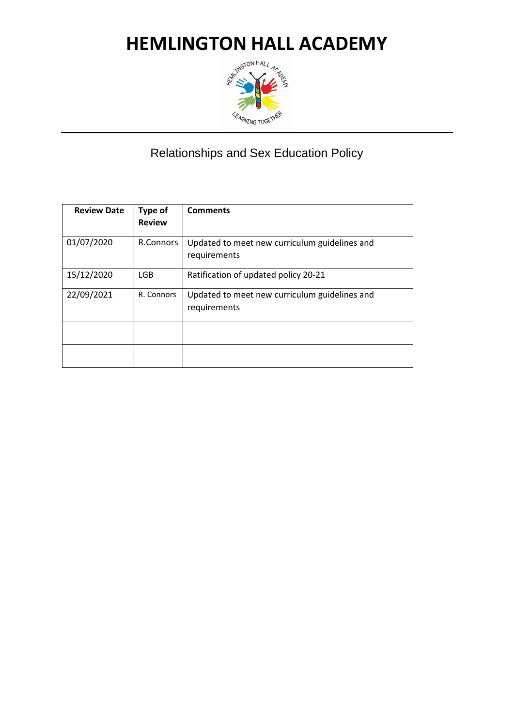# HEMLINGTON HALL ACADEMY

## Relationships and Sex Education Policy

| Review Date | Type of Review | Comments |
|---|---|---|
| 01/07/2020 | R.Connors | Updated to meet new curriculum guidelines and requirements |
| 15/12/2020 | LGB | Ratification of updated policy 20-21 |
| 22/09/2021 | R. Connors | Updated to meet new curriculum guidelines and requirements |
| | | |
| | | |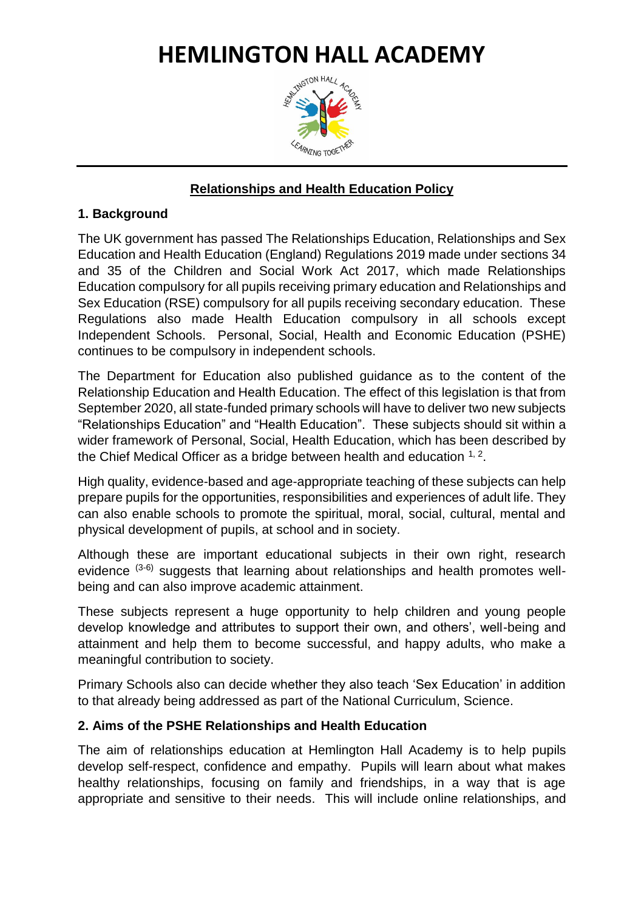# HEMLINGTON HALL ACADEMY

## Relationships and Health Education Policy

### 1. Background

The UK government has passed The Relationships Education, Relationships and Sex Education and Health Education (England) Regulations 2019 made under sections 34 and 35 of the Children and Social Work Act 2017, which made Relationships Education compulsory for all pupils receiving primary education and Relationships and Sex Education (RSE) compulsory for all pupils receiving secondary education. These Regulations also made Health Education compulsory in all schools except Independent Schools. Personal, Social, Health and Economic Education (PSHE) continues to be compulsory in independent schools.

The Department for Education also published guidance as to the content of the Relationship Education and Health Education. The effect of this legislation is that from September 2020, all state-funded primary schools will have to deliver two new subjects "Relationships Education" and "Health Education". These subjects should sit within a wider framework of Personal, Social, Health Education, which has been described by the Chief Medical Officer as a bridge between health and education [1, 2].

High quality, evidence-based and age-appropriate teaching of these subjects can help prepare pupils for the opportunities, responsibilities and experiences of adult life. They can also enable schools to promote the spiritual, moral, social, cultural, mental and physical development of pupils, at school and in society.

Although these are important educational subjects in their own right, research evidence [(3-6)] suggests that learning about relationships and health promotes well-being and can also improve academic attainment.

These subjects represent a huge opportunity to help children and young people develop knowledge and attributes to support their own, and others', well-being and attainment and help them to become successful, and happy adults, who make a meaningful contribution to society.

Primary Schools also can decide whether they also teach 'Sex Education' in addition to that already being addressed as part of the National Curriculum, Science.

### 2. Aims of the PSHE Relationships and Health Education

The aim of relationships education at Hemlington Hall Academy is to help pupils develop self-respect, confidence and empathy. Pupils will learn about what makes healthy relationships, focusing on family and friendships, in a way that is age appropriate and sensitive to their needs. This will include online relationships, and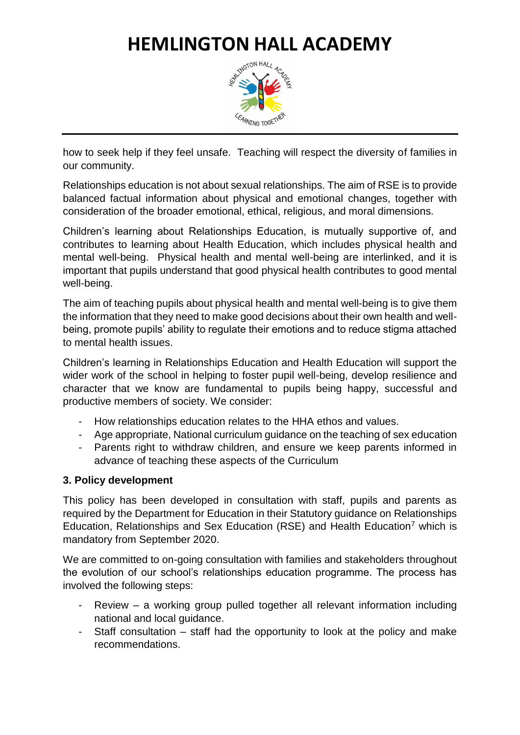how to seek help if they feel unsafe. Teaching will respect the diversity of families in our community.

Relationships education is not about sexual relationships. The aim of RSE is to provide balanced factual information about physical and emotional changes, together with consideration of the broader emotional, ethical, religious, and moral dimensions.

Children's learning about Relationships Education, is mutually supportive of, and contributes to learning about Health Education, which includes physical health and mental well-being. Physical health and mental well-being are interlinked, and it is important that pupils understand that good physical health contributes to good mental well-being.

The aim of teaching pupils about physical health and mental well-being is to give them the information that they need to make good decisions about their own health and well-being, promote pupils' ability to regulate their emotions and to reduce stigma attached to mental health issues.

Children's learning in Relationships Education and Health Education will support the wider work of the school in helping to foster pupil well-being, develop resilience and character that we know are fundamental to pupils being happy, successful and productive members of society. We consider:

- How relationships education relates to the HHA ethos and values.
- Age appropriate, National curriculum guidance on the teaching of sex education
- Parents right to withdraw children, and ensure we keep parents informed in advance of teaching these aspects of the Curriculum

### 3. Policy development

This policy has been developed in consultation with staff, pupils and parents as required by the Department for Education in their Statutory guidance on Relationships Education, Relationships and Sex Education (RSE) and Health Education[7] which is mandatory from September 2020.

We are committed to on-going consultation with families and stakeholders throughout the evolution of our school's relationships education programme. The process has involved the following steps:

- Review – a working group pulled together all relevant information including national and local guidance.
- Staff consultation – staff had the opportunity to look at the policy and make recommendations.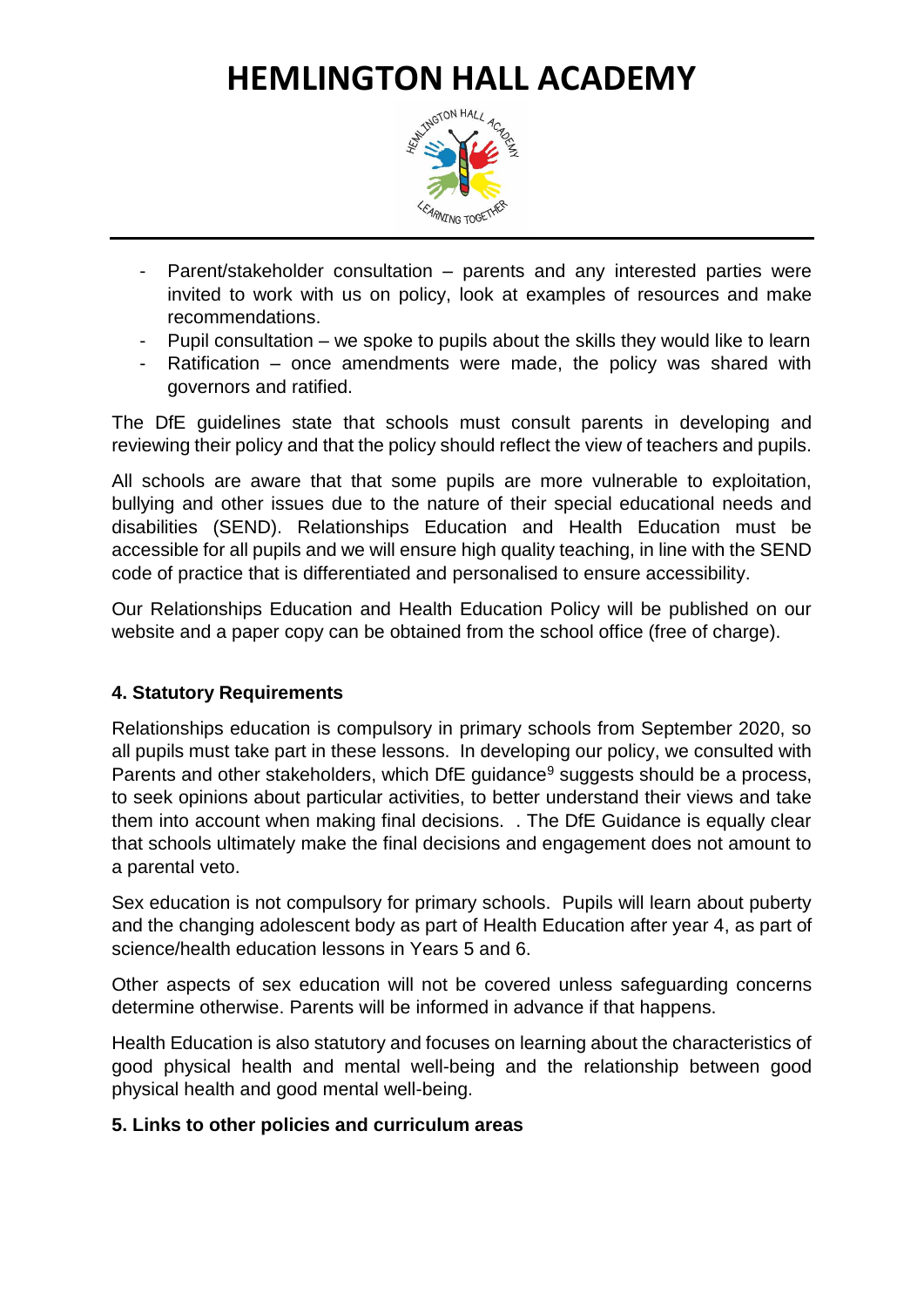- Parent/stakeholder consultation – parents and any interested parties were invited to work with us on policy, look at examples of resources and make recommendations.
- Pupil consultation – we spoke to pupils about the skills they would like to learn
- Ratification – once amendments were made, the policy was shared with governors and ratified.

The DfE guidelines state that schools must consult parents in developing and reviewing their policy and that the policy should reflect the view of teachers and pupils.

All schools are aware that that some pupils are more vulnerable to exploitation, bullying and other issues due to the nature of their special educational needs and disabilities (SEND). Relationships Education and Health Education must be accessible for all pupils and we will ensure high quality teaching, in line with the SEND code of practice that is differentiated and personalised to ensure accessibility.

Our Relationships Education and Health Education Policy will be published on our website and a paper copy can be obtained from the school office (free of charge).

**4. Statutory Requirements**

Relationships education is compulsory in primary schools from September 2020, so all pupils must take part in these lessons. In developing our policy, we consulted with Parents and other stakeholders, which DfE guidance[9] suggests should be a process, to seek opinions about particular activities, to better understand their views and take them into account when making final decisions. . The DfE Guidance is equally clear that schools ultimately make the final decisions and engagement does not amount to a parental veto.

Sex education is not compulsory for primary schools. Pupils will learn about puberty and the changing adolescent body as part of Health Education after year 4, as part of science/health education lessons in Years 5 and 6.

Other aspects of sex education will not be covered unless safeguarding concerns determine otherwise. Parents will be informed in advance if that happens.

Health Education is also statutory and focuses on learning about the characteristics of good physical health and mental well-being and the relationship between good physical health and good mental well-being.

**5. Links to other policies and curriculum areas**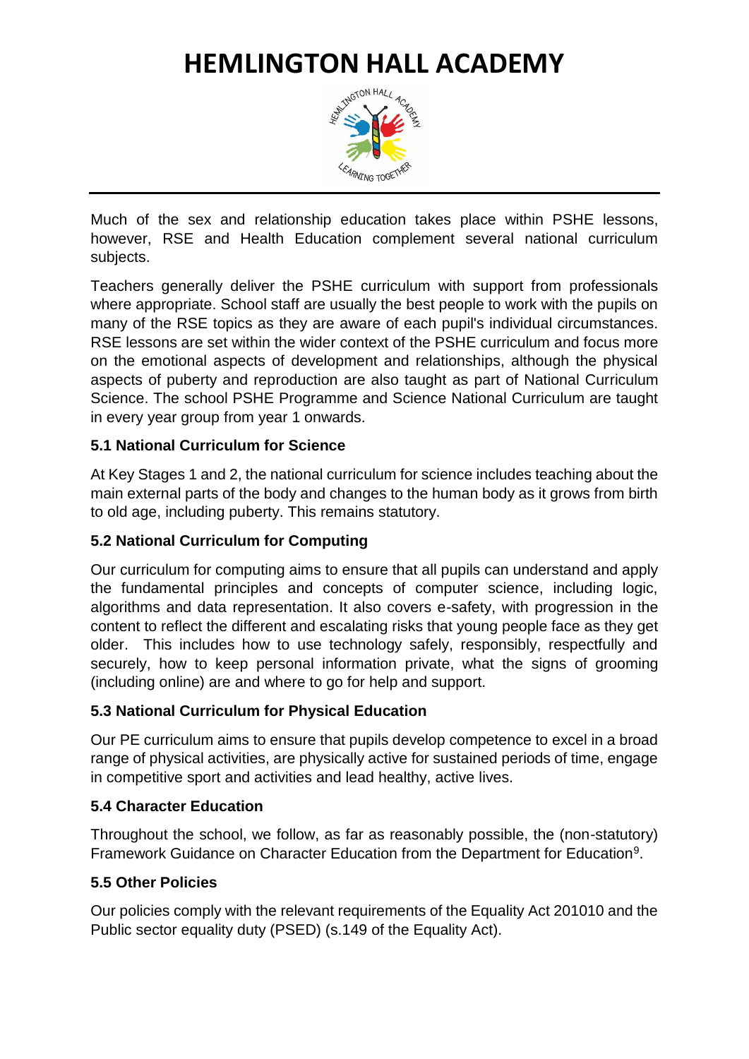Much of the sex and relationship education takes place within PSHE lessons, however, RSE and Health Education complement several national curriculum subjects.

Teachers generally deliver the PSHE curriculum with support from professionals where appropriate. School staff are usually the best people to work with the pupils on many of the RSE topics as they are aware of each pupil's individual circumstances. RSE lessons are set within the wider context of the PSHE curriculum and focus more on the emotional aspects of development and relationships, although the physical aspects of puberty and reproduction are also taught as part of National Curriculum Science. The school PSHE Programme and Science National Curriculum are taught in every year group from year 1 onwards.

### 5.1 National Curriculum for Science

At Key Stages 1 and 2, the national curriculum for science includes teaching about the main external parts of the body and changes to the human body as it grows from birth to old age, including puberty. This remains statutory.

### 5.2 National Curriculum for Computing

Our curriculum for computing aims to ensure that all pupils can understand and apply the fundamental principles and concepts of computer science, including logic, algorithms and data representation. It also covers e-safety, with progression in the content to reflect the different and escalating risks that young people face as they get older. This includes how to use technology safely, responsibly, respectfully and securely, how to keep personal information private, what the signs of grooming (including online) are and where to go for help and support.

### 5.3 National Curriculum for Physical Education

Our PE curriculum aims to ensure that pupils develop competence to excel in a broad range of physical activities, are physically active for sustained periods of time, engage in competitive sport and activities and lead healthy, active lives.

### 5.4 Character Education

Throughout the school, we follow, as far as reasonably possible, the (non-statutory) Framework Guidance on Character Education from the Department for Education[9].

### 5.5 Other Policies

Our policies comply with the relevant requirements of the Equality Act 201010 and the Public sector equality duty (PSED) (s.149 of the Equality Act).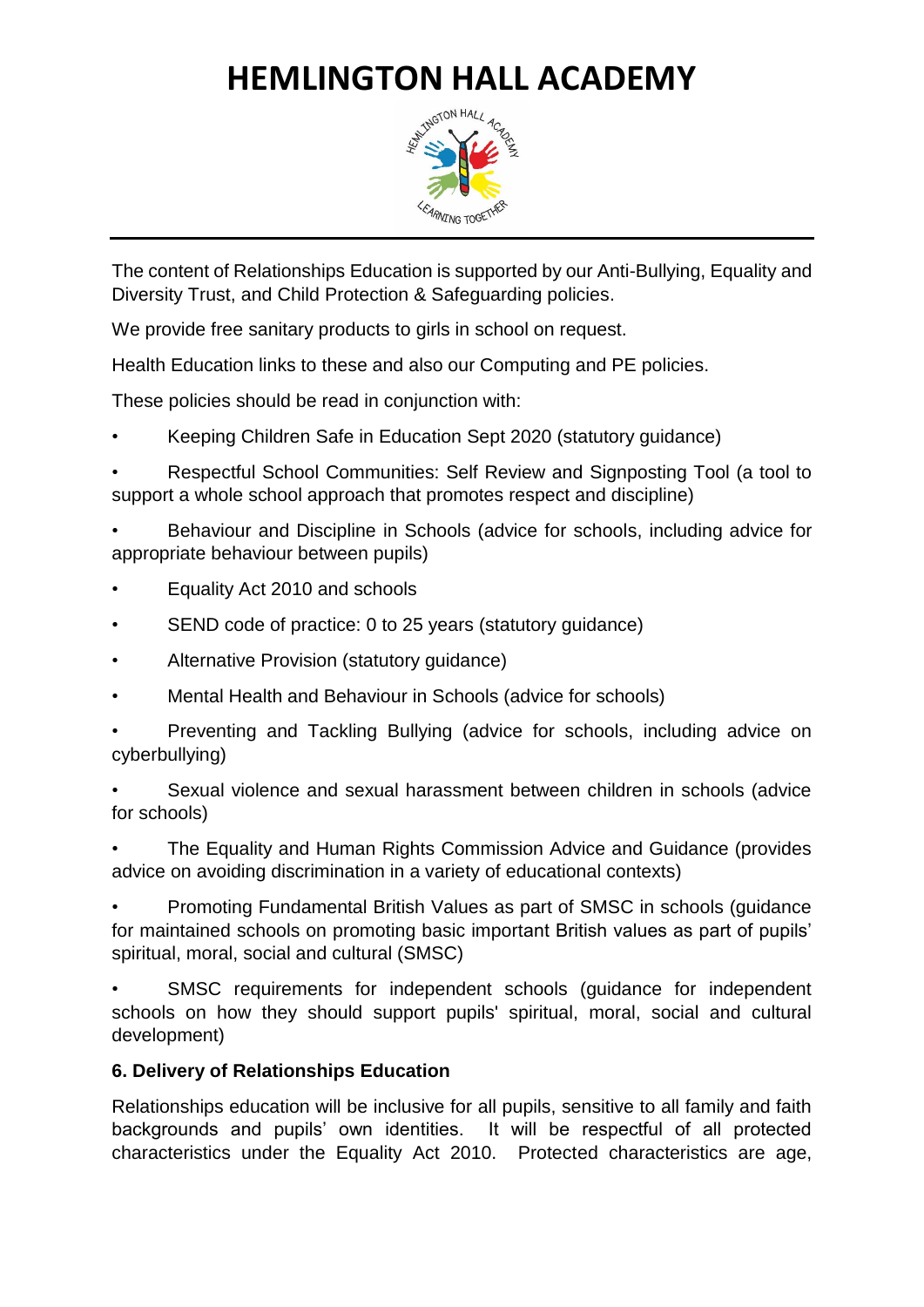The content of Relationships Education is supported by our Anti-Bullying, Equality and Diversity Trust, and Child Protection & Safeguarding policies.

We provide free sanitary products to girls in school on request.

Health Education links to these and also our Computing and PE policies.

These policies should be read in conjunction with:

- Keeping Children Safe in Education Sept 2020 (statutory guidance)
- Respectful School Communities: Self Review and Signposting Tool (a tool to support a whole school approach that promotes respect and discipline)
- Behaviour and Discipline in Schools (advice for schools, including advice for appropriate behaviour between pupils)
- Equality Act 2010 and schools
- SEND code of practice: 0 to 25 years (statutory guidance)
- Alternative Provision (statutory guidance)
- Mental Health and Behaviour in Schools (advice for schools)
- Preventing and Tackling Bullying (advice for schools, including advice on cyberbullying)
- Sexual violence and sexual harassment between children in schools (advice for schools)
- The Equality and Human Rights Commission Advice and Guidance (provides advice on avoiding discrimination in a variety of educational contexts)
- Promoting Fundamental British Values as part of SMSC in schools (guidance for maintained schools on promoting basic important British values as part of pupils' spiritual, moral, social and cultural (SMSC)
- SMSC requirements for independent schools (guidance for independent schools on how they should support pupils' spiritual, moral, social and cultural development)

**6. Delivery of Relationships Education**

Relationships education will be inclusive for all pupils, sensitive to all family and faith backgrounds and pupils' own identities. It will be respectful of all protected characteristics under the Equality Act 2010. Protected characteristics are age,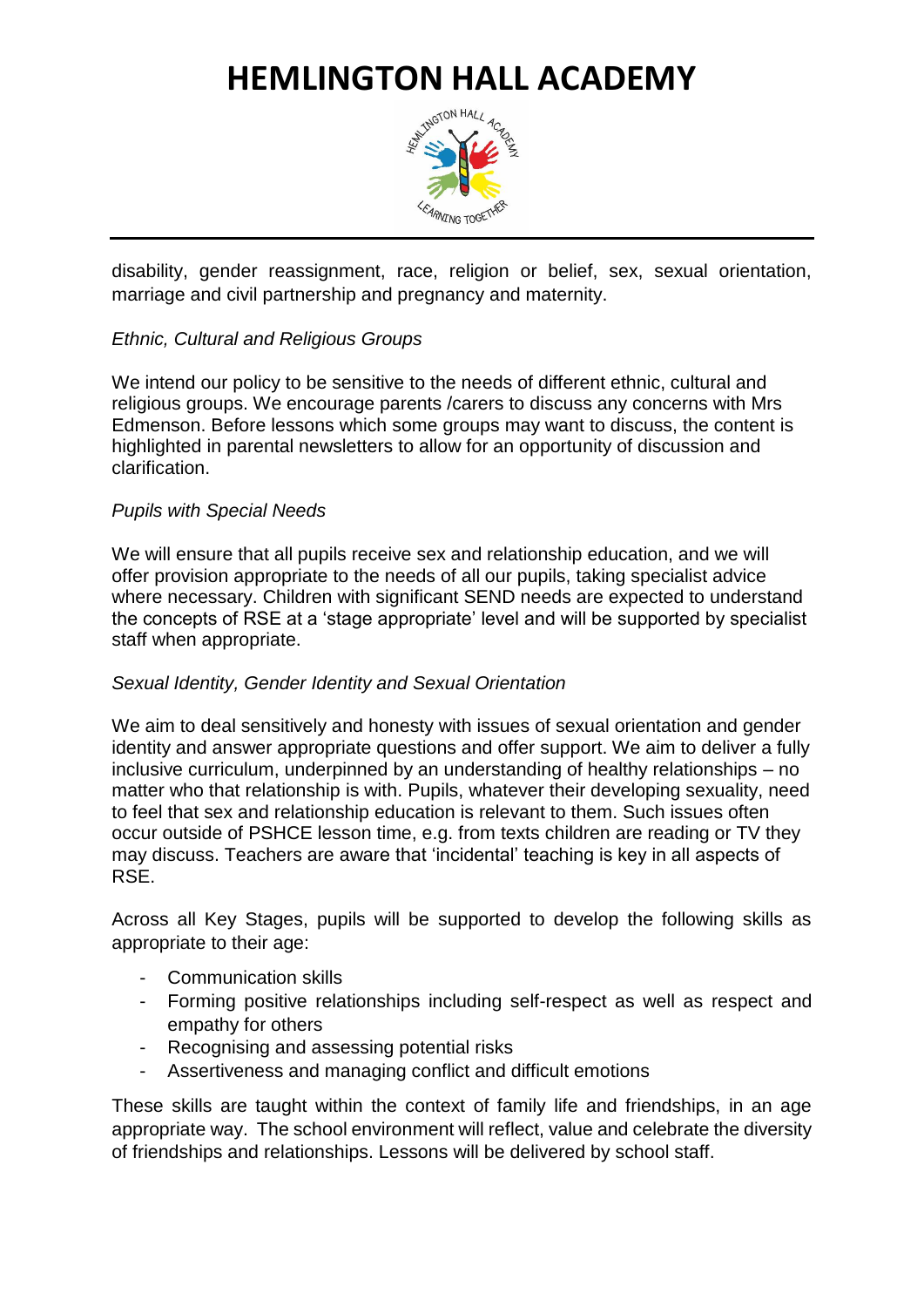disability, gender reassignment, race, religion or belief, sex, sexual orientation, marriage and civil partnership and pregnancy and maternity.

*Ethnic, Cultural and Religious Groups*

We intend our policy to be sensitive to the needs of different ethnic, cultural and religious groups. We encourage parents /carers to discuss any concerns with Mrs Edmenson. Before lessons which some groups may want to discuss, the content is highlighted in parental newsletters to allow for an opportunity of discussion and clarification.

*Pupils with Special Needs*

We will ensure that all pupils receive sex and relationship education, and we will offer provision appropriate to the needs of all our pupils, taking specialist advice where necessary. Children with significant SEND needs are expected to understand the concepts of RSE at a 'stage appropriate' level and will be supported by specialist staff when appropriate.

*Sexual Identity, Gender Identity and Sexual Orientation*

We aim to deal sensitively and honesty with issues of sexual orientation and gender identity and answer appropriate questions and offer support. We aim to deliver a fully inclusive curriculum, underpinned by an understanding of healthy relationships – no matter who that relationship is with. Pupils, whatever their developing sexuality, need to feel that sex and relationship education is relevant to them. Such issues often occur outside of PSHCE lesson time, e.g. from texts children are reading or TV they may discuss. Teachers are aware that 'incidental' teaching is key in all aspects of RSE.

Across all Key Stages, pupils will be supported to develop the following skills as appropriate to their age:

- Communication skills
- Forming positive relationships including self-respect as well as respect and empathy for others
- Recognising and assessing potential risks
- Assertiveness and managing conflict and difficult emotions

These skills are taught within the context of family life and friendships, in an age appropriate way. The school environment will reflect, value and celebrate the diversity of friendships and relationships. Lessons will be delivered by school staff.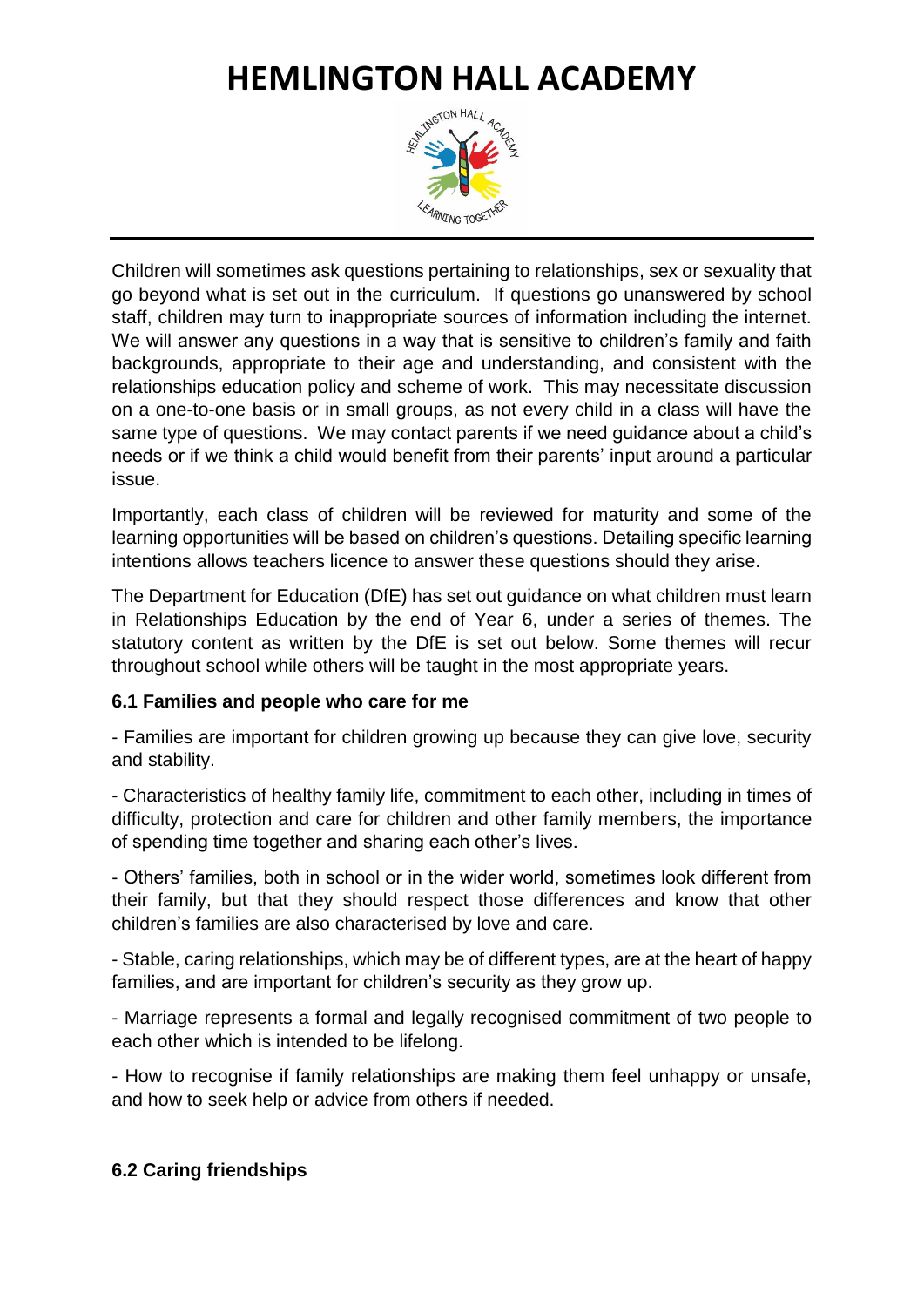Children will sometimes ask questions pertaining to relationships, sex or sexuality that go beyond what is set out in the curriculum. If questions go unanswered by school staff, children may turn to inappropriate sources of information including the internet. We will answer any questions in a way that is sensitive to children's family and faith backgrounds, appropriate to their age and understanding, and consistent with the relationships education policy and scheme of work. This may necessitate discussion on a one-to-one basis or in small groups, as not every child in a class will have the same type of questions. We may contact parents if we need guidance about a child's needs or if we think a child would benefit from their parents' input around a particular issue.

Importantly, each class of children will be reviewed for maturity and some of the learning opportunities will be based on children's questions. Detailing specific learning intentions allows teachers licence to answer these questions should they arise.

The Department for Education (DfE) has set out guidance on what children must learn in Relationships Education by the end of Year 6, under a series of themes. The statutory content as written by the DfE is set out below. Some themes will recur throughout school while others will be taught in the most appropriate years.

**6.1 Families and people who care for me**

- Families are important for children growing up because they can give love, security and stability.

- Characteristics of healthy family life, commitment to each other, including in times of difficulty, protection and care for children and other family members, the importance of spending time together and sharing each other's lives.

- Others' families, both in school or in the wider world, sometimes look different from their family, but that they should respect those differences and know that other children's families are also characterised by love and care.

- Stable, caring relationships, which may be of different types, are at the heart of happy families, and are important for children's security as they grow up.

- Marriage represents a formal and legally recognised commitment of two people to each other which is intended to be lifelong.

- How to recognise if family relationships are making them feel unhappy or unsafe, and how to seek help or advice from others if needed.

**6.2 Caring friendships**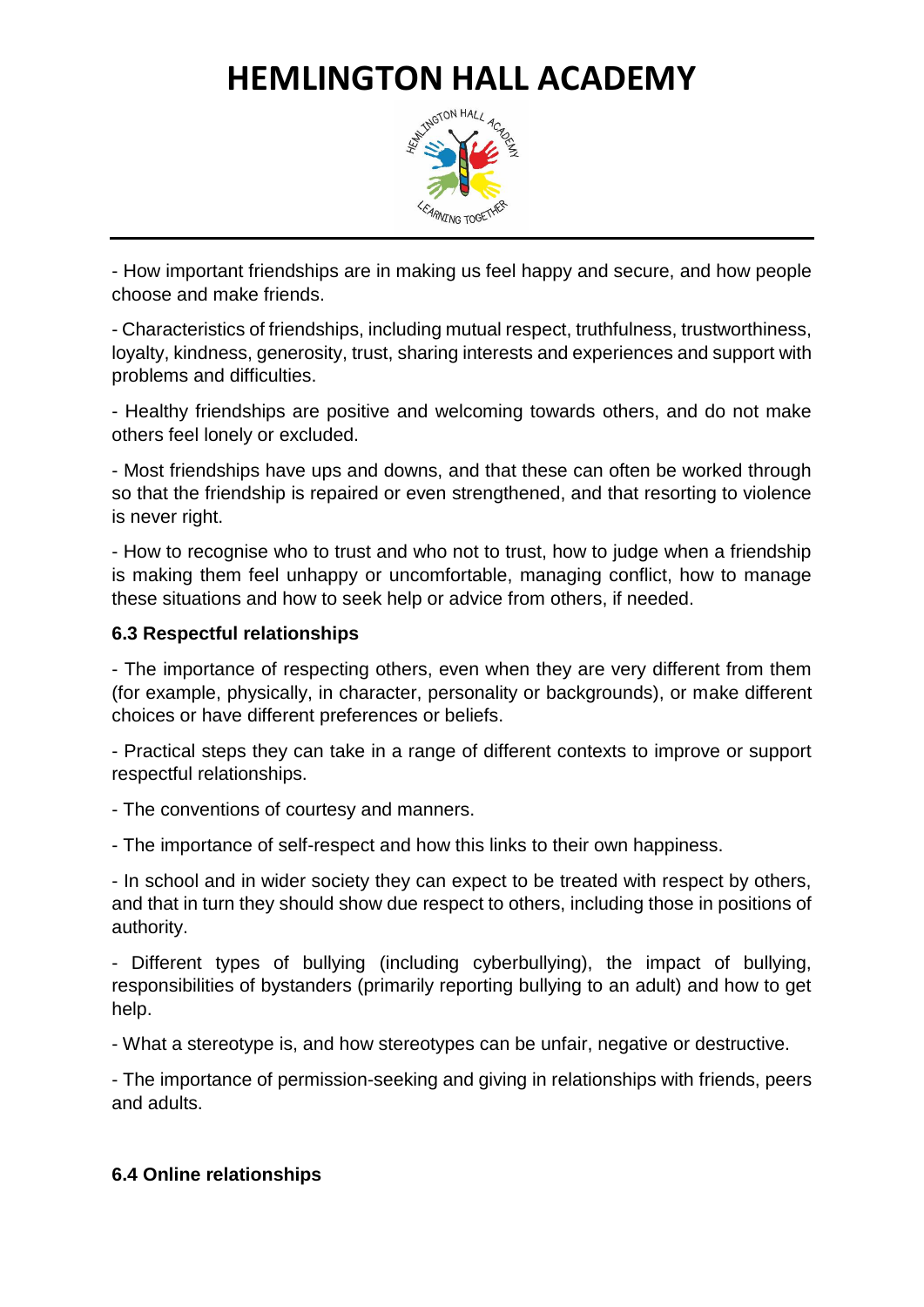- How important friendships are in making us feel happy and secure, and how people choose and make friends.

- Characteristics of friendships, including mutual respect, truthfulness, trustworthiness, loyalty, kindness, generosity, trust, sharing interests and experiences and support with problems and difficulties.

- Healthy friendships are positive and welcoming towards others, and do not make others feel lonely or excluded.

- Most friendships have ups and downs, and that these can often be worked through so that the friendship is repaired or even strengthened, and that resorting to violence is never right.

- How to recognise who to trust and who not to trust, how to judge when a friendship is making them feel unhappy or uncomfortable, managing conflict, how to manage these situations and how to seek help or advice from others, if needed.

**6.3 Respectful relationships**

- The importance of respecting others, even when they are very different from them (for example, physically, in character, personality or backgrounds), or make different choices or have different preferences or beliefs.

- Practical steps they can take in a range of different contexts to improve or support respectful relationships.

- The conventions of courtesy and manners.

- The importance of self-respect and how this links to their own happiness.

- In school and in wider society they can expect to be treated with respect by others, and that in turn they should show due respect to others, including those in positions of authority.

- Different types of bullying (including cyberbullying), the impact of bullying, responsibilities of bystanders (primarily reporting bullying to an adult) and how to get help.

- What a stereotype is, and how stereotypes can be unfair, negative or destructive.

- The importance of permission-seeking and giving in relationships with friends, peers and adults.

**6.4 Online relationships**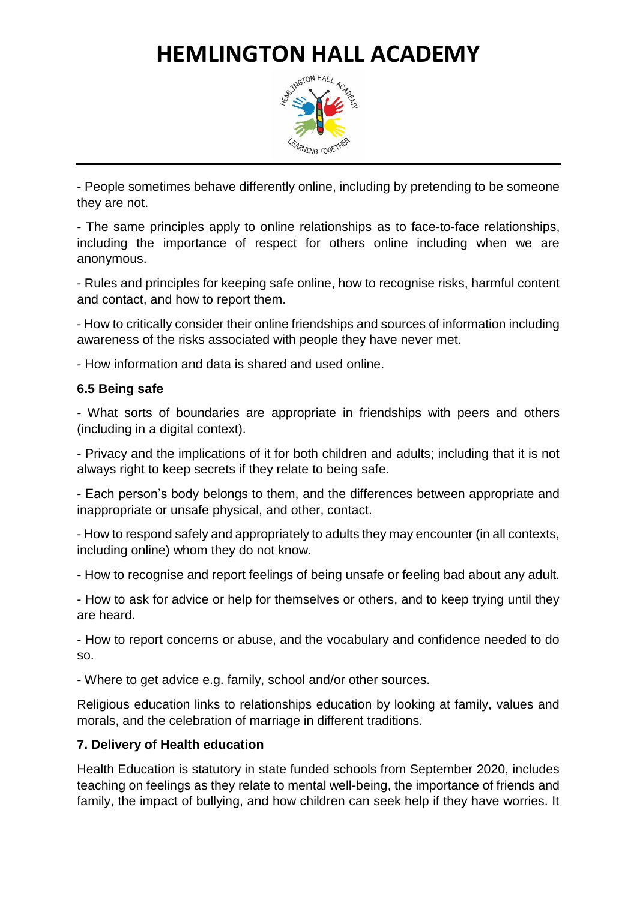- People sometimes behave differently online, including by pretending to be someone they are not.

- The same principles apply to online relationships as to face-to-face relationships, including the importance of respect for others online including when we are anonymous.

- Rules and principles for keeping safe online, how to recognise risks, harmful content and contact, and how to report them.

- How to critically consider their online friendships and sources of information including awareness of the risks associated with people they have never met.

- How information and data is shared and used online.

**6.5 Being safe**

- What sorts of boundaries are appropriate in friendships with peers and others (including in a digital context).

- Privacy and the implications of it for both children and adults; including that it is not always right to keep secrets if they relate to being safe.

- Each person's body belongs to them, and the differences between appropriate and inappropriate or unsafe physical, and other, contact.

- How to respond safely and appropriately to adults they may encounter (in all contexts, including online) whom they do not know.

- How to recognise and report feelings of being unsafe or feeling bad about any adult.

- How to ask for advice or help for themselves or others, and to keep trying until they are heard.

- How to report concerns or abuse, and the vocabulary and confidence needed to do so.

- Where to get advice e.g. family, school and/or other sources.

Religious education links to relationships education by looking at family, values and morals, and the celebration of marriage in different traditions.

**7. Delivery of Health education**

Health Education is statutory in state funded schools from September 2020, includes teaching on feelings as they relate to mental well-being, the importance of friends and family, the impact of bullying, and how children can seek help if they have worries. It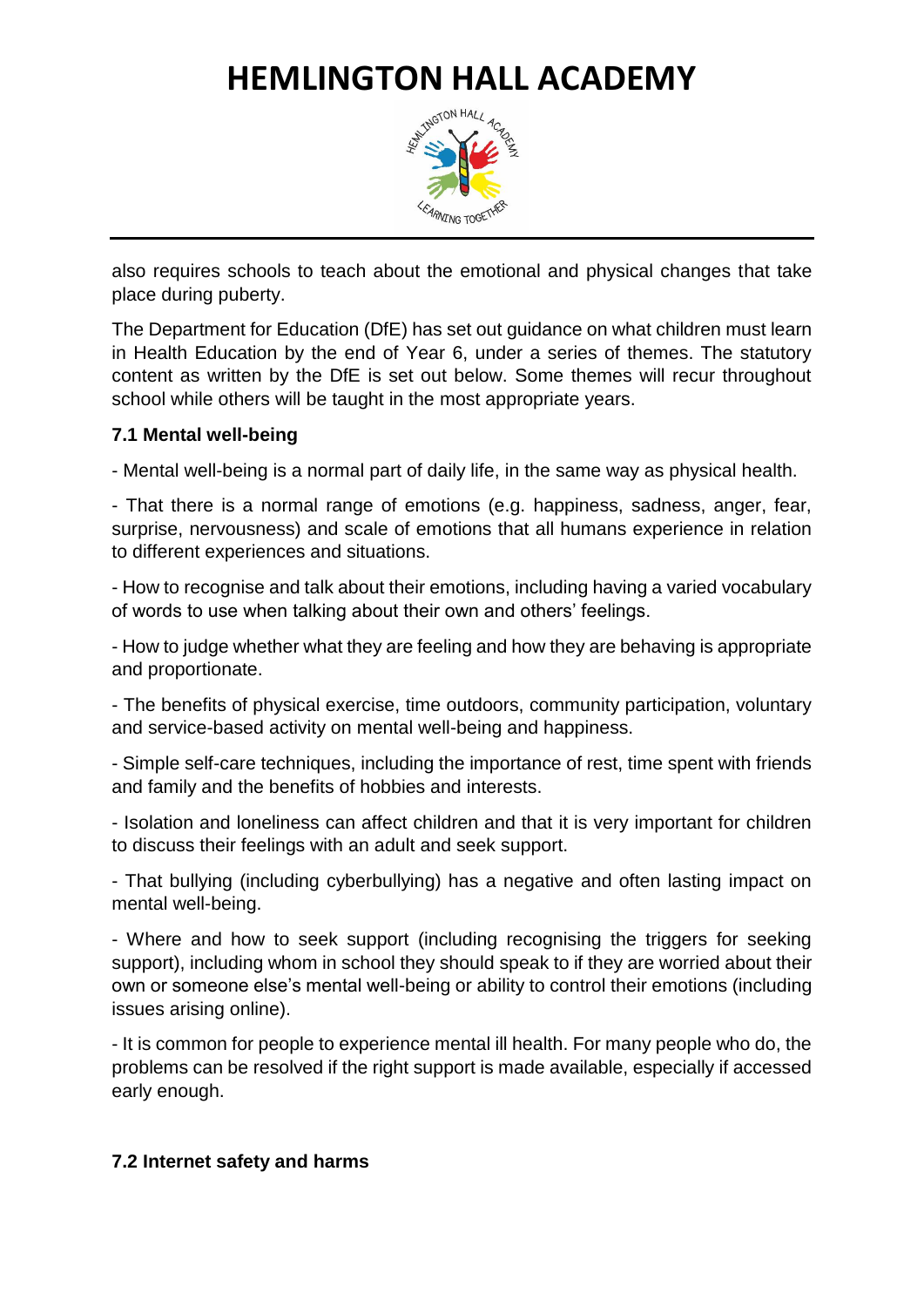also requires schools to teach about the emotional and physical changes that take place during puberty.

The Department for Education (DfE) has set out guidance on what children must learn in Health Education by the end of Year 6, under a series of themes. The statutory content as written by the DfE is set out below. Some themes will recur throughout school while others will be taught in the most appropriate years.

### 7.1 Mental well-being

- Mental well-being is a normal part of daily life, in the same way as physical health.

- That there is a normal range of emotions (e.g. happiness, sadness, anger, fear, surprise, nervousness) and scale of emotions that all humans experience in relation to different experiences and situations.

- How to recognise and talk about their emotions, including having a varied vocabulary of words to use when talking about their own and others' feelings.

- How to judge whether what they are feeling and how they are behaving is appropriate and proportionate.

- The benefits of physical exercise, time outdoors, community participation, voluntary and service-based activity on mental well-being and happiness.

- Simple self-care techniques, including the importance of rest, time spent with friends and family and the benefits of hobbies and interests.

- Isolation and loneliness can affect children and that it is very important for children to discuss their feelings with an adult and seek support.

- That bullying (including cyberbullying) has a negative and often lasting impact on mental well-being.

- Where and how to seek support (including recognising the triggers for seeking support), including whom in school they should speak to if they are worried about their own or someone else's mental well-being or ability to control their emotions (including issues arising online).

- It is common for people to experience mental ill health. For many people who do, the problems can be resolved if the right support is made available, especially if accessed early enough.

### 7.2 Internet safety and harms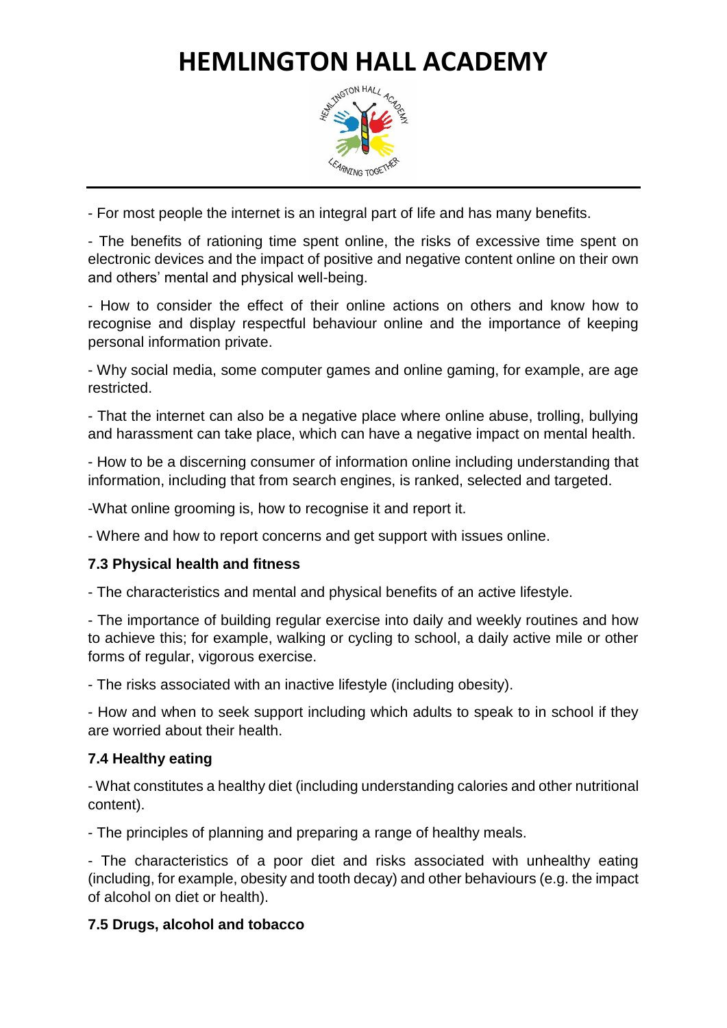- For most people the internet is an integral part of life and has many benefits.

- The benefits of rationing time spent online, the risks of excessive time spent on electronic devices and the impact of positive and negative content online on their own and others' mental and physical well-being.

- How to consider the effect of their online actions on others and know how to recognise and display respectful behaviour online and the importance of keeping personal information private.

- Why social media, some computer games and online gaming, for example, are age restricted.

- That the internet can also be a negative place where online abuse, trolling, bullying and harassment can take place, which can have a negative impact on mental health.

- How to be a discerning consumer of information online including understanding that information, including that from search engines, is ranked, selected and targeted.

-What online grooming is, how to recognise it and report it.

- Where and how to report concerns and get support with issues online.

### 7.3 Physical health and fitness

- The characteristics and mental and physical benefits of an active lifestyle.

- The importance of building regular exercise into daily and weekly routines and how to achieve this; for example, walking or cycling to school, a daily active mile or other forms of regular, vigorous exercise.

- The risks associated with an inactive lifestyle (including obesity).

- How and when to seek support including which adults to speak to in school if they are worried about their health.

### 7.4 Healthy eating

- What constitutes a healthy diet (including understanding calories and other nutritional content).

- The principles of planning and preparing a range of healthy meals.

- The characteristics of a poor diet and risks associated with unhealthy eating (including, for example, obesity and tooth decay) and other behaviours (e.g. the impact of alcohol on diet or health).

### 7.5 Drugs, alcohol and tobacco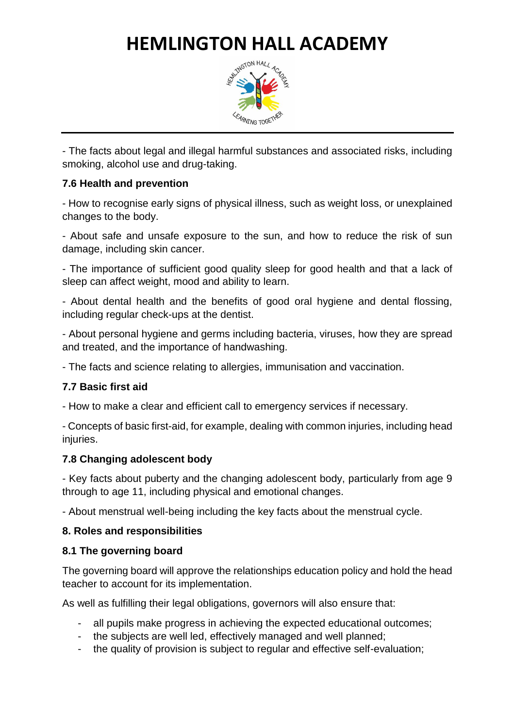- The facts about legal and illegal harmful substances and associated risks, including smoking, alcohol use and drug-taking.

### 7.6 Health and prevention

- How to recognise early signs of physical illness, such as weight loss, or unexplained changes to the body.

- About safe and unsafe exposure to the sun, and how to reduce the risk of sun damage, including skin cancer.

- The importance of sufficient good quality sleep for good health and that a lack of sleep can affect weight, mood and ability to learn.

- About dental health and the benefits of good oral hygiene and dental flossing, including regular check-ups at the dentist.

- About personal hygiene and germs including bacteria, viruses, how they are spread and treated, and the importance of handwashing.

- The facts and science relating to allergies, immunisation and vaccination.

### 7.7 Basic first aid

- How to make a clear and efficient call to emergency services if necessary.

- Concepts of basic first-aid, for example, dealing with common injuries, including head injuries.

### 7.8 Changing adolescent body

- Key facts about puberty and the changing adolescent body, particularly from age 9 through to age 11, including physical and emotional changes.

- About menstrual well-being including the key facts about the menstrual cycle.

## 8. Roles and responsibilities

### 8.1 The governing board

The governing board will approve the relationships education policy and hold the head teacher to account for its implementation.

As well as fulfilling their legal obligations, governors will also ensure that:

- all pupils make progress in achieving the expected educational outcomes;
- the subjects are well led, effectively managed and well planned;
- the quality of provision is subject to regular and effective self-evaluation;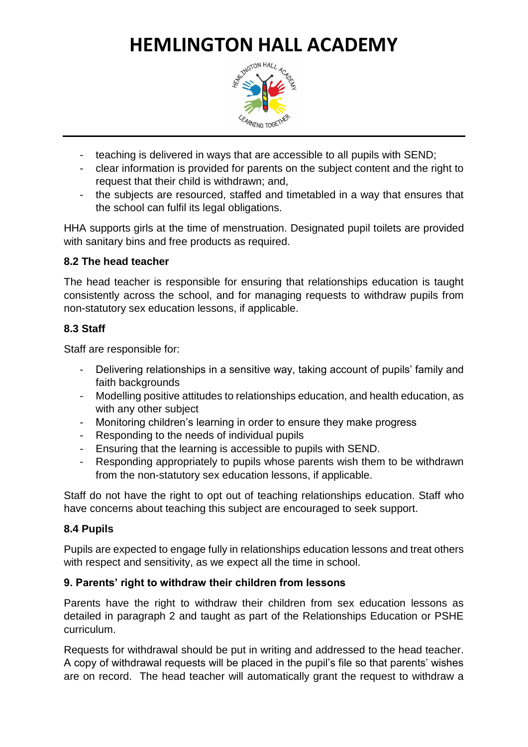- teaching is delivered in ways that are accessible to all pupils with SEND;
- clear information is provided for parents on the subject content and the right to request that their child is withdrawn; and,
- the subjects are resourced, staffed and timetabled in a way that ensures that the school can fulfil its legal obligations.

HHA supports girls at the time of menstruation. Designated pupil toilets are provided with sanitary bins and free products as required.

**8.2 The head teacher**

The head teacher is responsible for ensuring that relationships education is taught consistently across the school, and for managing requests to withdraw pupils from non-statutory sex education lessons, if applicable.

**8.3 Staff**

Staff are responsible for:

- Delivering relationships in a sensitive way, taking account of pupils' family and faith backgrounds
- Modelling positive attitudes to relationships education, and health education, as with any other subject
- Monitoring children's learning in order to ensure they make progress
- Responding to the needs of individual pupils
- Ensuring that the learning is accessible to pupils with SEND.
- Responding appropriately to pupils whose parents wish them to be withdrawn from the non-statutory sex education lessons, if applicable.

Staff do not have the right to opt out of teaching relationships education. Staff who have concerns about teaching this subject are encouraged to seek support.

**8.4 Pupils**

Pupils are expected to engage fully in relationships education lessons and treat others with respect and sensitivity, as we expect all the time in school.

**9. Parents' right to withdraw their children from lessons**

Parents have the right to withdraw their children from sex education lessons as detailed in paragraph 2 and taught as part of the Relationships Education or PSHE curriculum.

Requests for withdrawal should be put in writing and addressed to the head teacher. A copy of withdrawal requests will be placed in the pupil's file so that parents' wishes are on record. The head teacher will automatically grant the request to withdraw a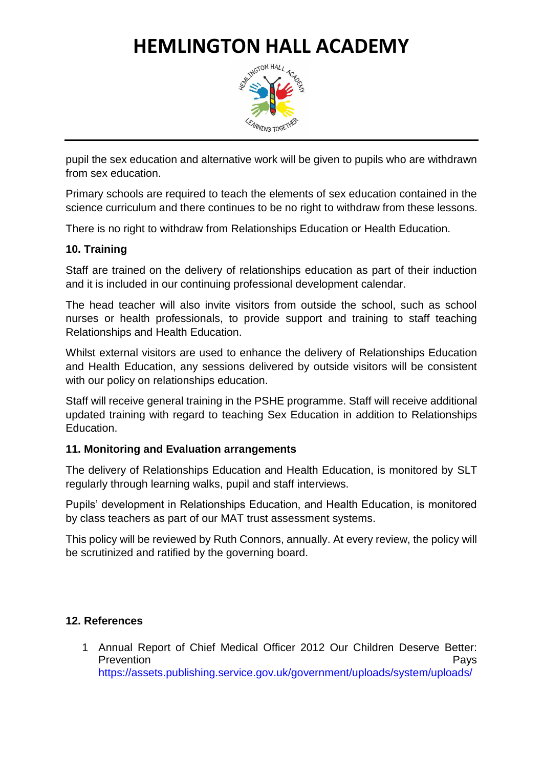pupil the sex education and alternative work will be given to pupils who are withdrawn from sex education.

Primary schools are required to teach the elements of sex education contained in the science curriculum and there continues to be no right to withdraw from these lessons.

There is no right to withdraw from Relationships Education or Health Education.

**10. Training**

Staff are trained on the delivery of relationships education as part of their induction and it is included in our continuing professional development calendar.

The head teacher will also invite visitors from outside the school, such as school nurses or health professionals, to provide support and training to staff teaching Relationships and Health Education.

Whilst external visitors are used to enhance the delivery of Relationships Education and Health Education, any sessions delivered by outside visitors will be consistent with our policy on relationships education.

Staff will receive general training in the PSHE programme. Staff will receive additional updated training with regard to teaching Sex Education in addition to Relationships Education.

**11. Monitoring and Evaluation arrangements**

The delivery of Relationships Education and Health Education, is monitored by SLT regularly through learning walks, pupil and staff interviews.

Pupils' development in Relationships Education, and Health Education, is monitored by class teachers as part of our MAT trust assessment systems.

This policy will be reviewed by Ruth Connors, annually. At every review, the policy will be scrutinized and ratified by the governing board.

**12. References**

1. Annual Report of Chief Medical Officer 2012 Our Children Deserve Better: Prevention Pays https://assets.publishing.service.gov.uk/government/uploads/system/uploads/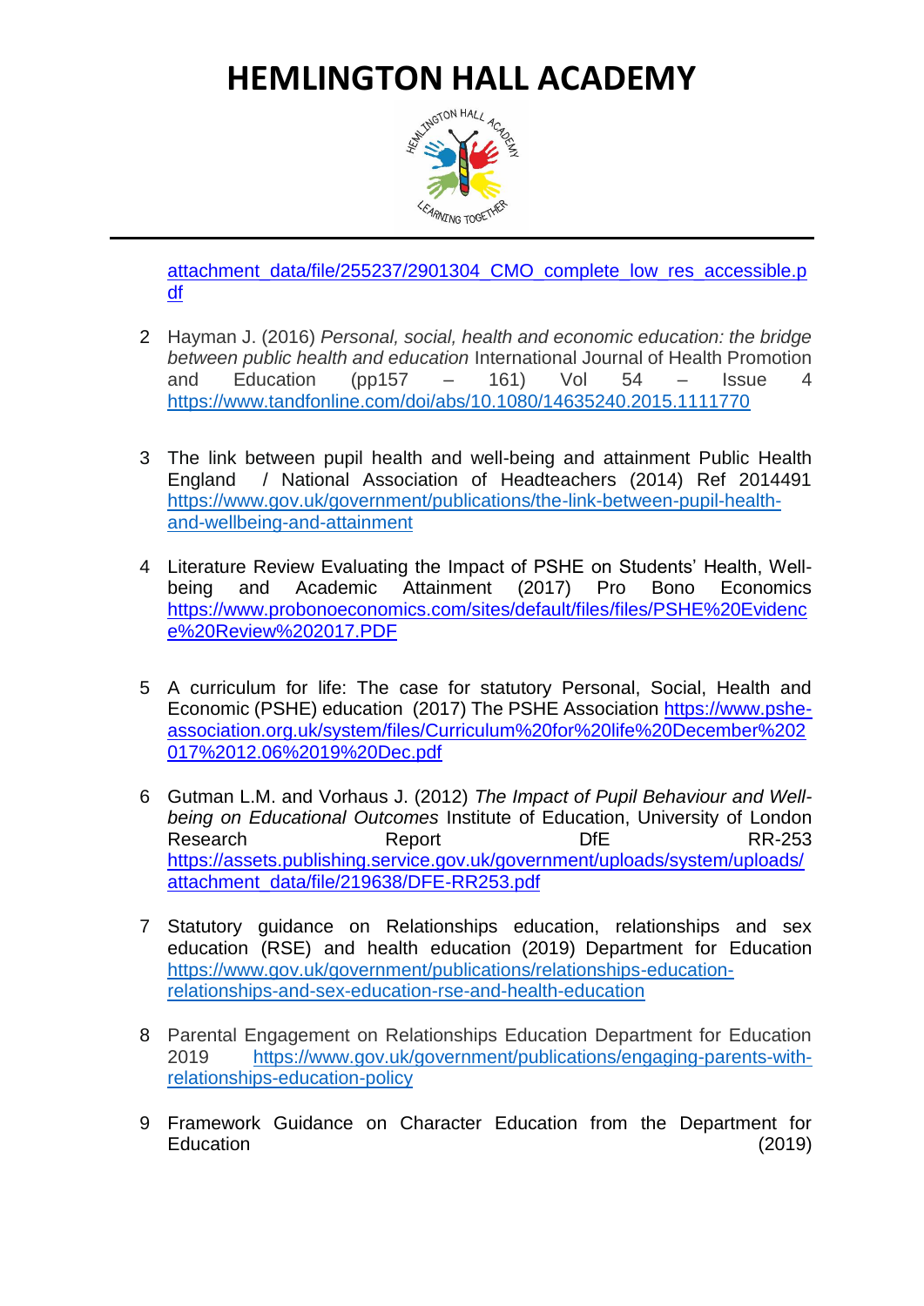attachment_data/file/255237/2901304_CMO_complete_low_res_accessible.pdf

2. Hayman J. (2016) *Personal, social, health and economic education: the bridge between public health and education* International Journal of Health Promotion and Education (pp157 – 161) Vol 54 – Issue 4 https://www.tandfonline.com/doi/abs/10.1080/14635240.2015.1111770

3. The link between pupil health and well-being and attainment Public Health England / National Association of Headteachers (2014) Ref 2014491 https://www.gov.uk/government/publications/the-link-between-pupil-health-and-wellbeing-and-attainment

4. Literature Review Evaluating the Impact of PSHE on Students' Health, Well-being and Academic Attainment (2017) Pro Bono Economics https://www.probonoeconomics.com/sites/default/files/files/PSHE%20Evidence%20Review%202017.PDF

5. A curriculum for life: The case for statutory Personal, Social, Health and Economic (PSHE) education (2017) The PSHE Association https://www.pshe-association.org.uk/system/files/Curriculum%20for%20life%20December%202017%2012.06%2019%20Dec.pdf

6. Gutman L.M. and Vorhaus J. (2012) *The Impact of Pupil Behaviour and Well-being on Educational Outcomes* Institute of Education, University of London Research Report DfE RR-253 https://assets.publishing.service.gov.uk/government/uploads/system/uploads/attachment_data/file/219638/DFE-RR253.pdf

7. Statutory guidance on Relationships education, relationships and sex education (RSE) and health education (2019) Department for Education https://www.gov.uk/government/publications/relationships-education-relationships-and-sex-education-rse-and-health-education

8. Parental Engagement on Relationships Education Department for Education 2019 https://www.gov.uk/government/publications/engaging-parents-with-relationships-education-policy

9. Framework Guidance on Character Education from the Department for Education (2019)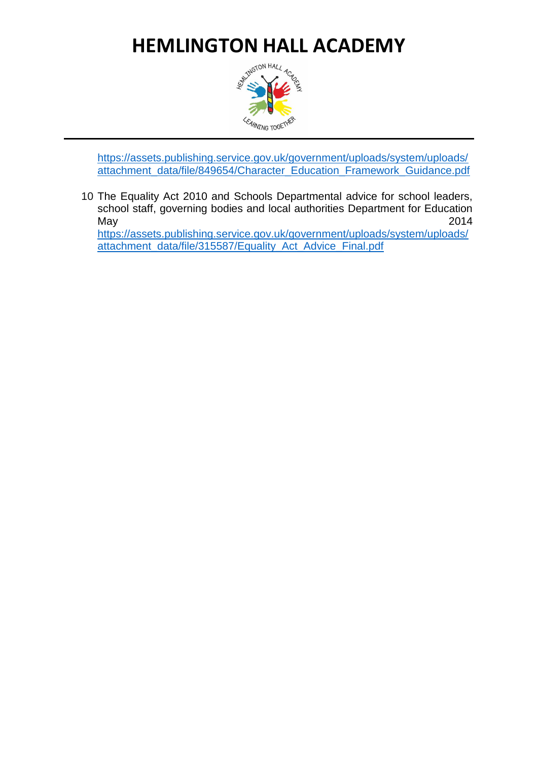https://assets.publishing.service.gov.uk/government/uploads/system/uploads/attachment_data/file/849654/Character_Education_Framework_Guidance.pdf

10 The Equality Act 2010 and Schools Departmental advice for school leaders, school staff, governing bodies and local authorities Department for Education May 2014 https://assets.publishing.service.gov.uk/government/uploads/system/uploads/attachment_data/file/315587/Equality_Act_Advice_Final.pdf